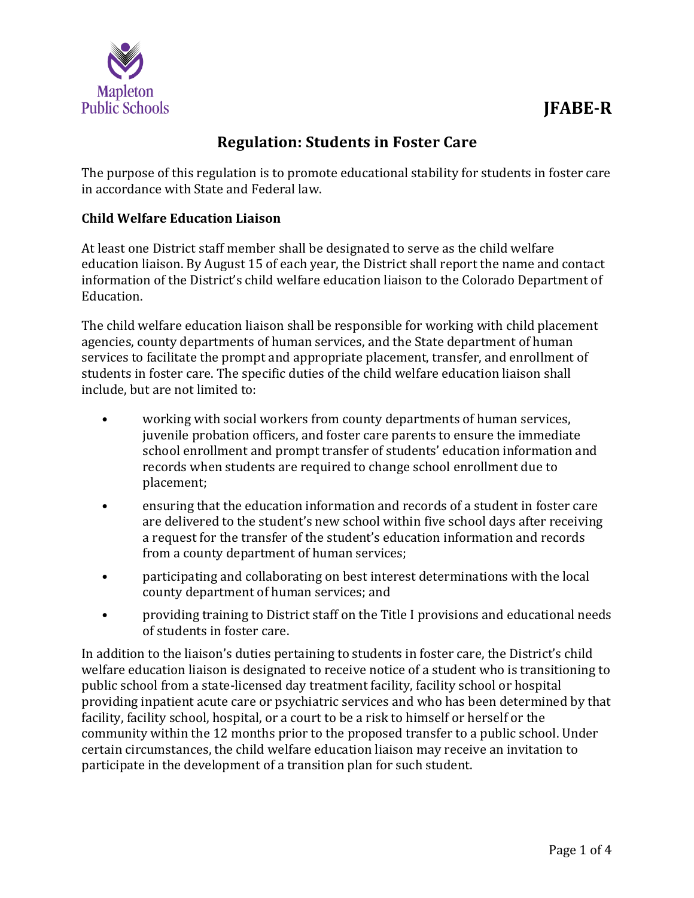Mapleton Public Schools

# JFABE-R

## Regulation: Students in Foster Care

The purpose of this regulation is to promote educational stability for students in foster care in accordance with State and Federal law.

### Child Welfare Education Liaison

At least one District staff member shall be designated to serve as the child welfare education liaison. By August 15 of each year, the District shall report the name and contact information of the District's child welfare education liaison to the Colorado Department of Education.

The child welfare education liaison shall be responsible for working with child placement agencies, county departments of human services, and the State department of human services to facilitate the prompt and appropriate placement, transfer, and enrollment of students in foster care. The specific duties of the child welfare education liaison shall include, but are not limited to:

- working with social workers from county departments of human services, juvenile probation officers, and foster care parents to ensure the immediate school enrollment and prompt transfer of students' education information and records when students are required to change school enrollment due to placement;
- ensuring that the education information and records of a student in foster care are delivered to the student's new school within five school days after receiving a request for the transfer of the student's education information and records from a county department of human services;
- participating and collaborating on best interest determinations with the local county department of human services; and
- providing training to District staff on the Title I provisions and educational needs of students in foster care.

In addition to the liaison's duties pertaining to students in foster care, the District's child welfare education liaison is designated to receive notice of a student who is transitioning to public school from a state-licensed day treatment facility, facility school or hospital providing inpatient acute care or psychiatric services and who has been determined by that facility, facility school, hospital, or a court to be a risk to himself or herself or the community within the 12 months prior to the proposed transfer to a public school. Under certain circumstances, the child welfare education liaison may receive an invitation to participate in the development of a transition plan for such student.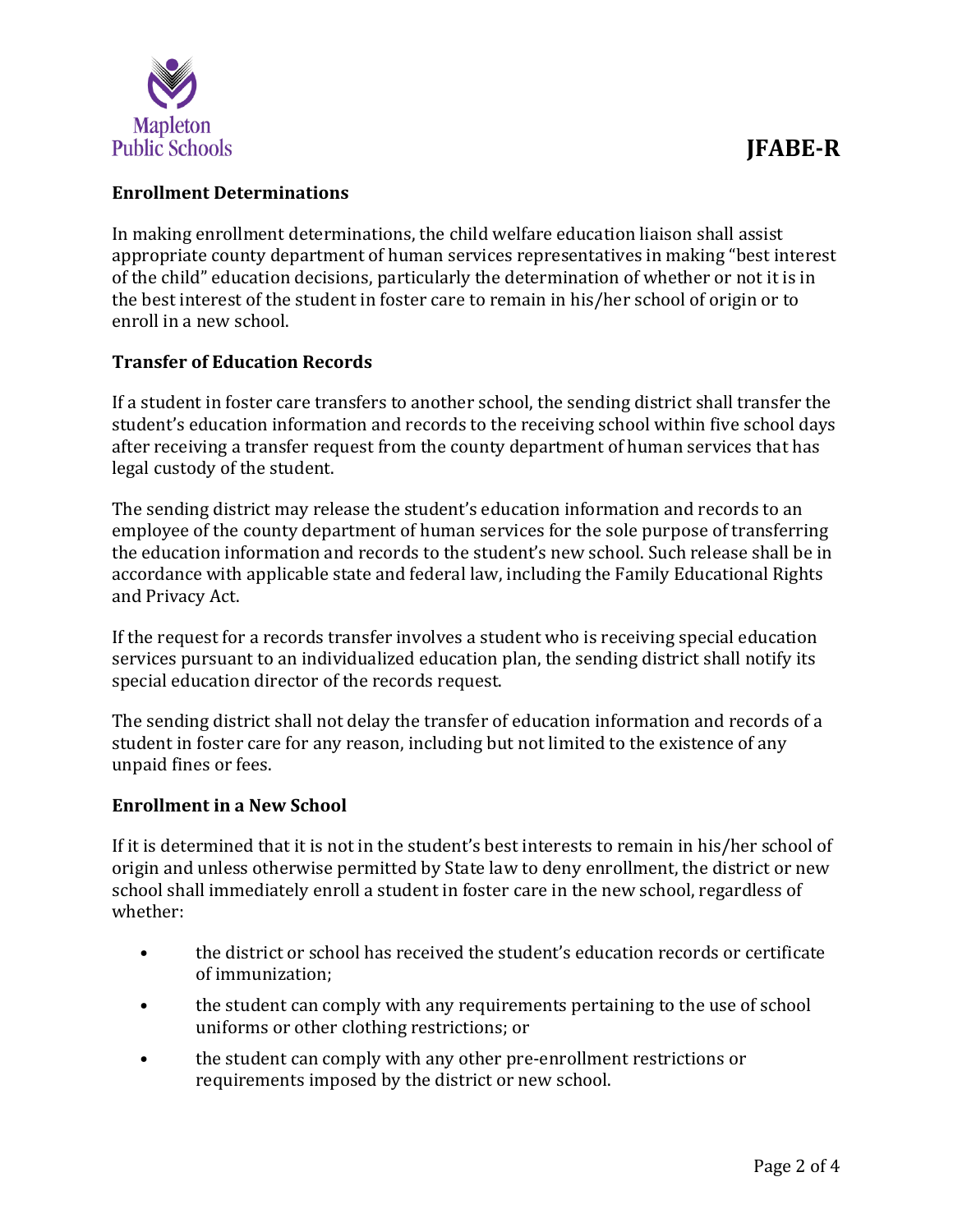**Enrollment Determinations**

In making enrollment determinations, the child welfare education liaison shall assist appropriate county department of human services representatives in making "best interest of the child" education decisions, particularly the determination of whether or not it is in the best interest of the student in foster care to remain in his/her school of origin or to enroll in a new school.

**Transfer of Education Records**

If a student in foster care transfers to another school, the sending district shall transfer the student's education information and records to the receiving school within five school days after receiving a transfer request from the county department of human services that has legal custody of the student.

The sending district may release the student's education information and records to an employee of the county department of human services for the sole purpose of transferring the education information and records to the student's new school. Such release shall be in accordance with applicable state and federal law, including the Family Educational Rights and Privacy Act.

If the request for a records transfer involves a student who is receiving special education services pursuant to an individualized education plan, the sending district shall notify its special education director of the records request.

The sending district shall not delay the transfer of education information and records of a student in foster care for any reason, including but not limited to the existence of any unpaid fines or fees.

**Enrollment in a New School**

If it is determined that it is not in the student's best interests to remain in his/her school of origin and unless otherwise permitted by State law to deny enrollment, the district or new school shall immediately enroll a student in foster care in the new school, regardless of whether:

- the district or school has received the student's education records or certificate of immunization;
- the student can comply with any requirements pertaining to the use of school uniforms or other clothing restrictions; or
- the student can comply with any other pre-enrollment restrictions or requirements imposed by the district or new school.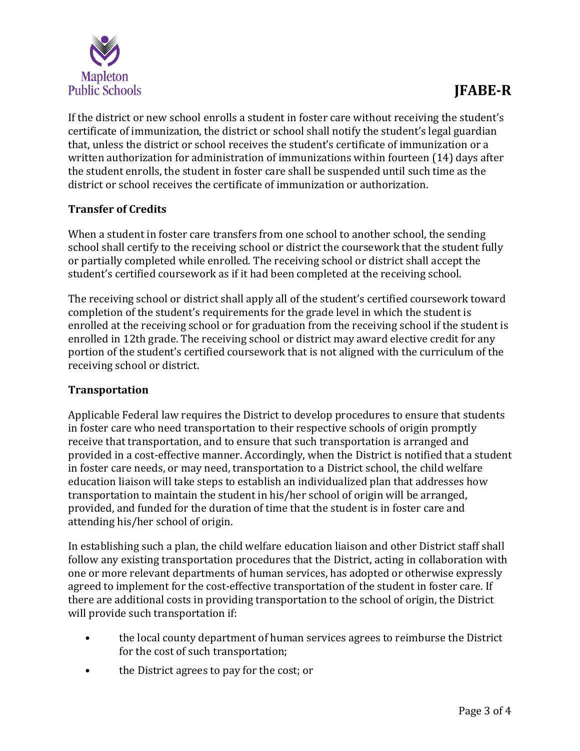If the district or new school enrolls a student in foster care without receiving the student's certificate of immunization, the district or school shall notify the student's legal guardian that, unless the district or school receives the student's certificate of immunization or a written authorization for administration of immunizations within fourteen (14) days after the student enrolls, the student in foster care shall be suspended until such time as the district or school receives the certificate of immunization or authorization.

**Transfer of Credits**

When a student in foster care transfers from one school to another school, the sending school shall certify to the receiving school or district the coursework that the student fully or partially completed while enrolled. The receiving school or district shall accept the student's certified coursework as if it had been completed at the receiving school.

The receiving school or district shall apply all of the student's certified coursework toward completion of the student's requirements for the grade level in which the student is enrolled at the receiving school or for graduation from the receiving school if the student is enrolled in 12th grade. The receiving school or district may award elective credit for any portion of the student's certified coursework that is not aligned with the curriculum of the receiving school or district.

**Transportation**

Applicable Federal law requires the District to develop procedures to ensure that students in foster care who need transportation to their respective schools of origin promptly receive that transportation, and to ensure that such transportation is arranged and provided in a cost-effective manner. Accordingly, when the District is notified that a student in foster care needs, or may need, transportation to a District school, the child welfare education liaison will take steps to establish an individualized plan that addresses how transportation to maintain the student in his/her school of origin will be arranged, provided, and funded for the duration of time that the student is in foster care and attending his/her school of origin.

In establishing such a plan, the child welfare education liaison and other District staff shall follow any existing transportation procedures that the District, acting in collaboration with one or more relevant departments of human services, has adopted or otherwise expressly agreed to implement for the cost-effective transportation of the student in foster care. If there are additional costs in providing transportation to the school of origin, the District will provide such transportation if:

- the local county department of human services agrees to reimburse the District for the cost of such transportation;
- the District agrees to pay for the cost; or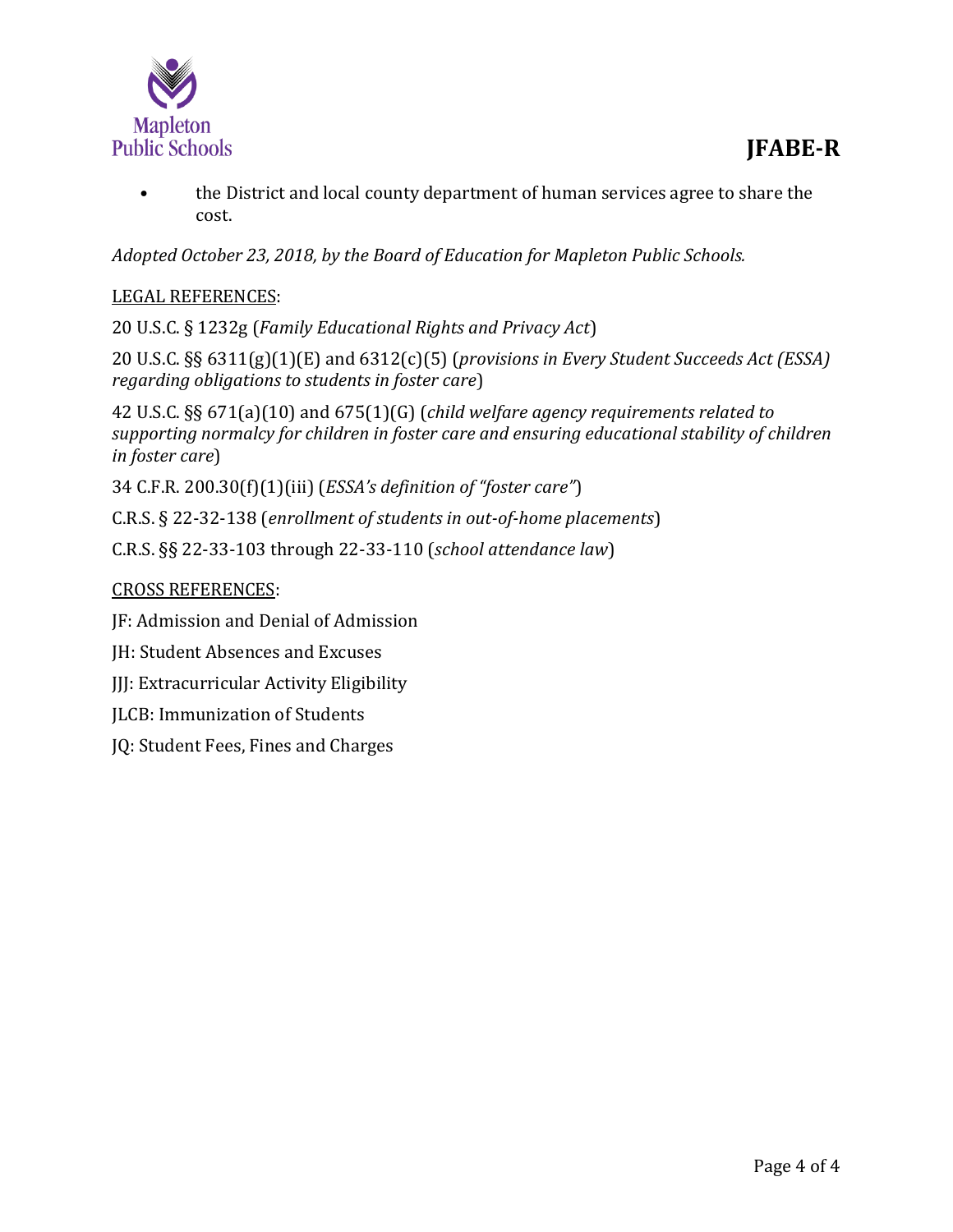- the District and local county department of human services agree to share the cost.

*Adopted October 23, 2018, by the Board of Education for Mapleton Public Schools.*

LEGAL REFERENCES:

20 U.S.C. § 1232g (*Family Educational Rights and Privacy Act*)

20 U.S.C. §§ 6311(g)(1)(E) and 6312(c)(5) (*provisions in Every Student Succeeds Act (ESSA) regarding obligations to students in foster care*)

42 U.S.C. §§ 671(a)(10) and 675(1)(G) (*child welfare agency requirements related to supporting normalcy for children in foster care and ensuring educational stability of children in foster care*)

34 C.F.R. 200.30(f)(1)(iii) (*ESSA's definition of "foster care"*)

C.R.S. § 22-32-138 (*enrollment of students in out-of-home placements*)

C.R.S. §§ 22-33-103 through 22-33-110 (*school attendance law*)

CROSS REFERENCES:

JF: Admission and Denial of Admission

JH: Student Absences and Excuses

JJJ: Extracurricular Activity Eligibility

JLCB: Immunization of Students

JQ: Student Fees, Fines and Charges